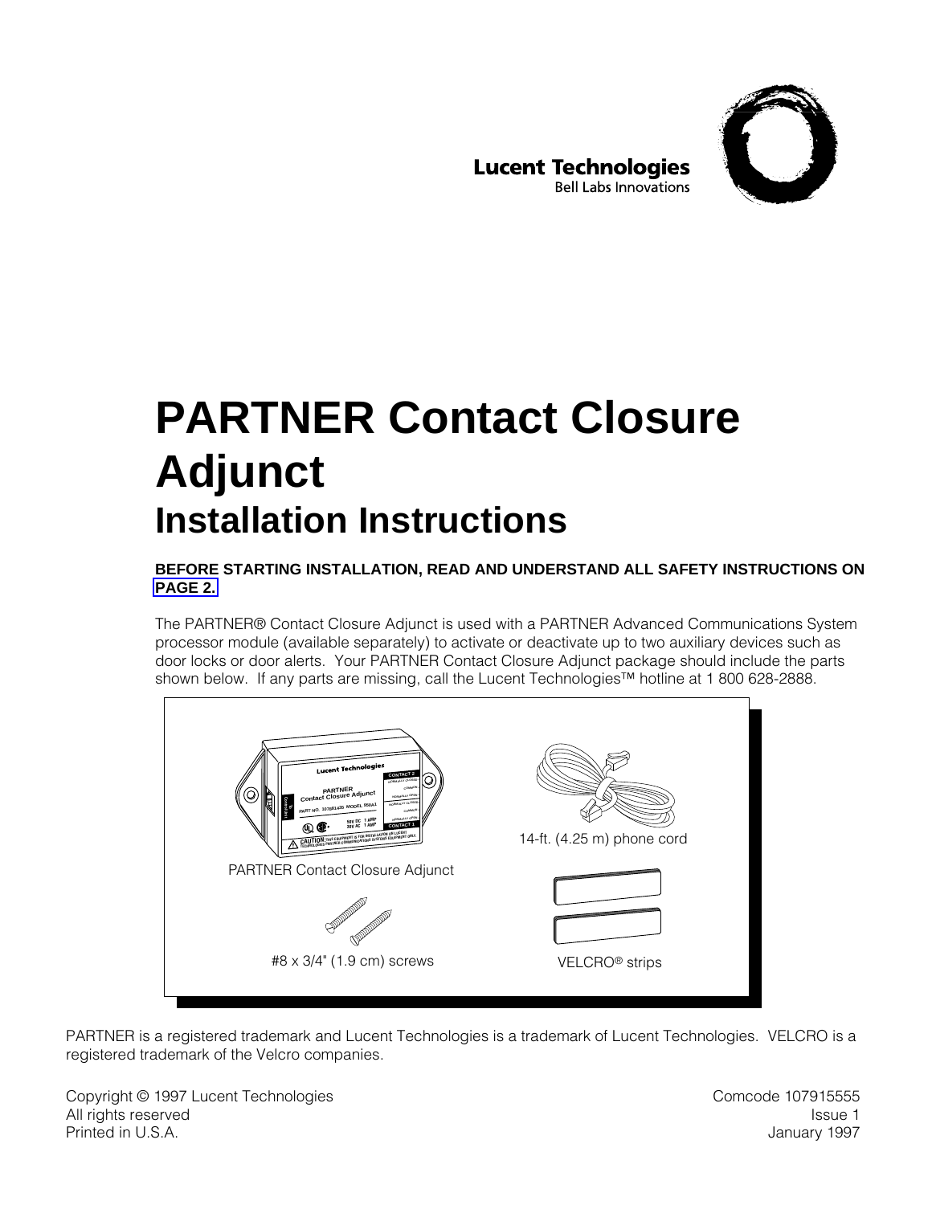Lucent Technologies
Bell Labs Innovations

# PARTNER Contact Closure Adjunct

## Installation Instructions

**BEFORE STARTING INSTALLATION, READ AND UNDERSTAND ALL SAFETY INSTRUCTIONS ON PAGE 2.**

The PARTNER® Contact Closure Adjunct is used with a PARTNER Advanced Communications System processor module (available separately) to activate or deactivate up to two auxiliary devices such as door locks or door alerts. Your PARTNER Contact Closure Adjunct package should include the parts shown below. If any parts are missing, call the Lucent Technologies™ hotline at 1 800 628-2888.

PARTNER Contact Closure Adjunct

14-ft. (4.25 m) phone cord

#8 x 3/4" (1.9 cm) screws

VELCRO® strips

PARTNER is a registered trademark and Lucent Technologies is a trademark of Lucent Technologies. VELCRO is a registered trademark of the Velcro companies.

Copyright © 1997 Lucent Technologies
All rights reserved
Printed in U.S.A.

Comcode 107915555
Issue 1
January 1997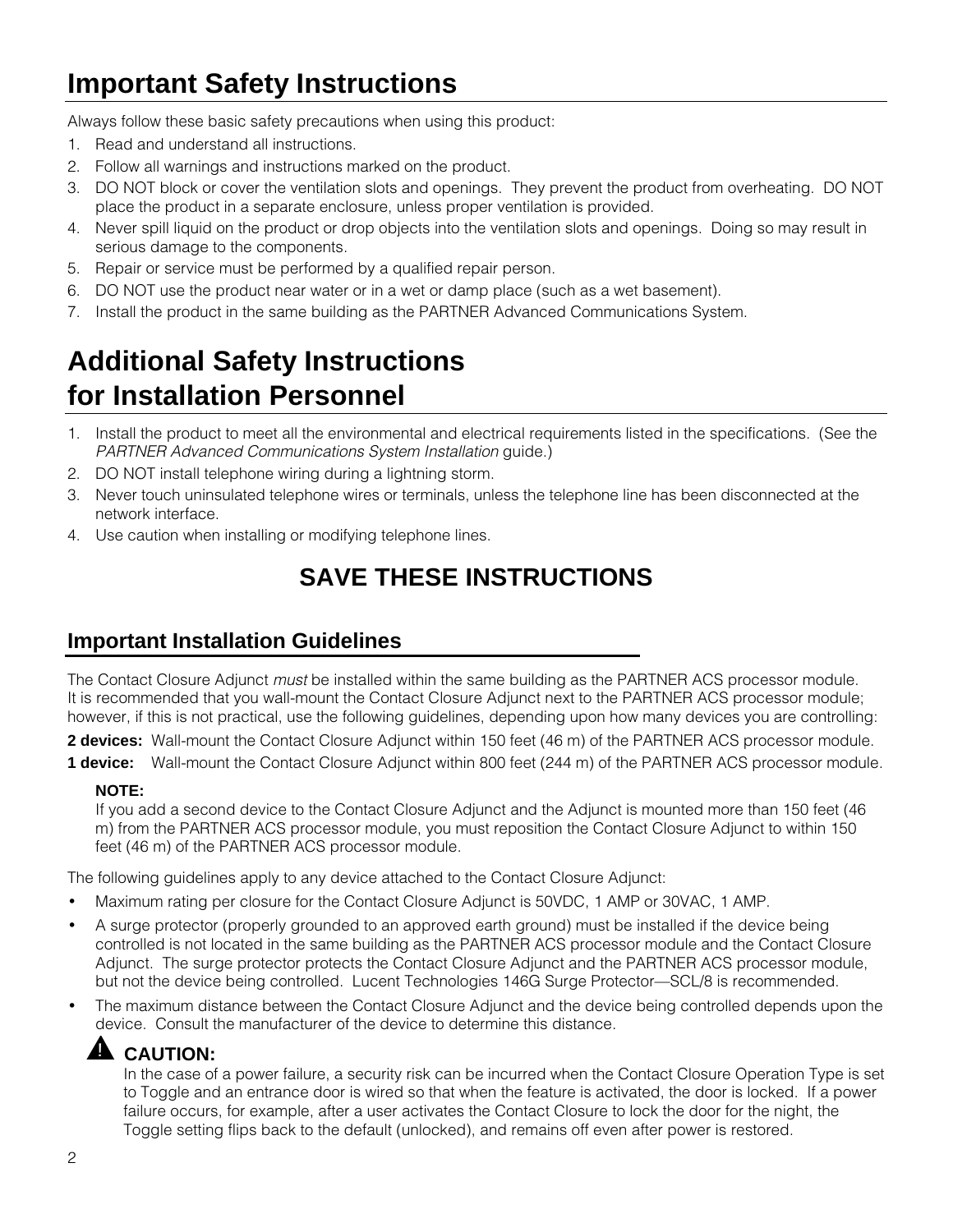# Important Safety Instructions

Always follow these basic safety precautions when using this product:

1. Read and understand all instructions.
2. Follow all warnings and instructions marked on the product.
3. DO NOT block or cover the ventilation slots and openings. They prevent the product from overheating. DO NOT place the product in a separate enclosure, unless proper ventilation is provided.
4. Never spill liquid on the product or drop objects into the ventilation slots and openings. Doing so may result in serious damage to the components.
5. Repair or service must be performed by a qualified repair person.
6. DO NOT use the product near water or in a wet or damp place (such as a wet basement).
7. Install the product in the same building as the PARTNER Advanced Communications System.

# Additional Safety Instructions for Installation Personnel

1. Install the product to meet all the environmental and electrical requirements listed in the specifications. (See the *PARTNER Advanced Communications System Installation* guide.)
2. DO NOT install telephone wiring during a lightning storm.
3. Never touch uninsulated telephone wires or terminals, unless the telephone line has been disconnected at the network interface.
4. Use caution when installing or modifying telephone lines.

## SAVE THESE INSTRUCTIONS

### Important Installation Guidelines

The Contact Closure Adjunct *must* be installed within the same building as the PARTNER ACS processor module. It is recommended that you wall-mount the Contact Closure Adjunct next to the PARTNER ACS processor module; however, if this is not practical, use the following guidelines, depending upon how many devices you are controlling:

**2 devices:** Wall-mount the Contact Closure Adjunct within 150 feet (46 m) of the PARTNER ACS processor module.

**1 device:** Wall-mount the Contact Closure Adjunct within 800 feet (244 m) of the PARTNER ACS processor module.

> **NOTE:**
> If you add a second device to the Contact Closure Adjunct and the Adjunct is mounted more than 150 feet (46 m) from the PARTNER ACS processor module, you must reposition the Contact Closure Adjunct to within 150 feet (46 m) of the PARTNER ACS processor module.

The following guidelines apply to any device attached to the Contact Closure Adjunct:

- Maximum rating per closure for the Contact Closure Adjunct is 50VDC, 1 AMP or 30VAC, 1 AMP.
- A surge protector (properly grounded to an approved earth ground) must be installed if the device being controlled is not located in the same building as the PARTNER ACS processor module and the Contact Closure Adjunct. The surge protector protects the Contact Closure Adjunct and the PARTNER ACS processor module, but not the device being controlled. Lucent Technologies 146G Surge Protector—SCL/8 is recommended.
- The maximum distance between the Contact Closure Adjunct and the device being controlled depends upon the device. Consult the manufacturer of the device to determine this distance.

> **CAUTION:**
> In the case of a power failure, a security risk can be incurred when the Contact Closure Operation Type is set to Toggle and an entrance door is wired so that when the feature is activated, the door is locked. If a power failure occurs, for example, after a user activates the Contact Closure to lock the door for the night, the Toggle setting flips back to the default (unlocked), and remains off even after power is restored.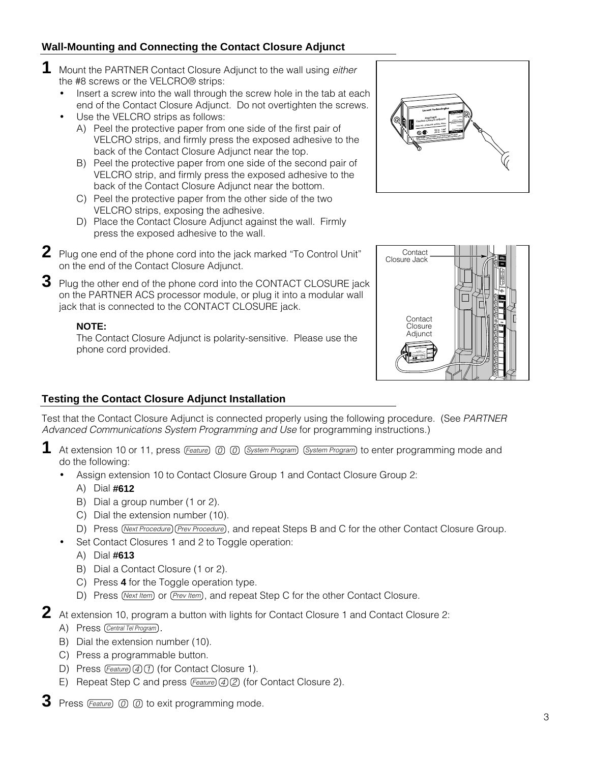## Wall-Mounting and Connecting the Contact Closure Adjunct

**1** Mount the PARTNER Contact Closure Adjunct to the wall using *either* the #8 screws or the VELCRO® strips:

- Insert a screw into the wall through the screw hole in the tab at each end of the Contact Closure Adjunct. Do not overtighten the screws.
- Use the VELCRO strips as follows:
  - A) Peel the protective paper from one side of the first pair of VELCRO strips, and firmly press the exposed adhesive to the back of the Contact Closure Adjunct near the top.
  - B) Peel the protective paper from one side of the second pair of VELCRO strip, and firmly press the exposed adhesive to the back of the Contact Closure Adjunct near the bottom.
  - C) Peel the protective paper from the other side of the two VELCRO strips, exposing the adhesive.
  - D) Place the Contact Closure Adjunct against the wall. Firmly press the exposed adhesive to the wall.

**2** Plug one end of the phone cord into the jack marked “To Control Unit” on the end of the Contact Closure Adjunct.

**3** Plug the other end of the phone cord into the CONTACT CLOSURE jack on the PARTNER ACS processor module, or plug it into a modular wall jack that is connected to the CONTACT CLOSURE jack.

**NOTE:**
The Contact Closure Adjunct is polarity-sensitive. Please use the phone cord provided.

Contact Closure Jack

Contact Closure Adjunct

## Testing the Contact Closure Adjunct Installation

Test that the Contact Closure Adjunct is connected properly using the following procedure. (See *PARTNER Advanced Communications System Programming and Use* for programming instructions.)

**1** At extension 10 or 11, press (Feature) (0) (0) (System Program) (System Program) to enter programming mode and do the following:

- Assign extension 10 to Contact Closure Group 1 and Contact Closure Group 2:
  - A) Dial **#612**
  - B) Dial a group number (1 or 2).
  - C) Dial the extension number (10).
  - D) Press (Next Procedure) (Prev Procedure), and repeat Steps B and C for the other Contact Closure Group.
- Set Contact Closures 1 and 2 to Toggle operation:
  - A) Dial **#613**
  - B) Dial a Contact Closure (1 or 2).
  - C) Press **4** for the Toggle operation type.
  - D) Press (Next Item) or (Prev Item), and repeat Step C for the other Contact Closure.

**2** At extension 10, program a button with lights for Contact Closure 1 and Contact Closure 2:

- A) Press (Central Tel Program).
- B) Dial the extension number (10).
- C) Press a programmable button.
- D) Press (Feature) (4) (1) (for Contact Closure 1).
- E) Repeat Step C and press (Feature) (4) (2) (for Contact Closure 2).

**3** Press (Feature) (0) (0) to exit programming mode.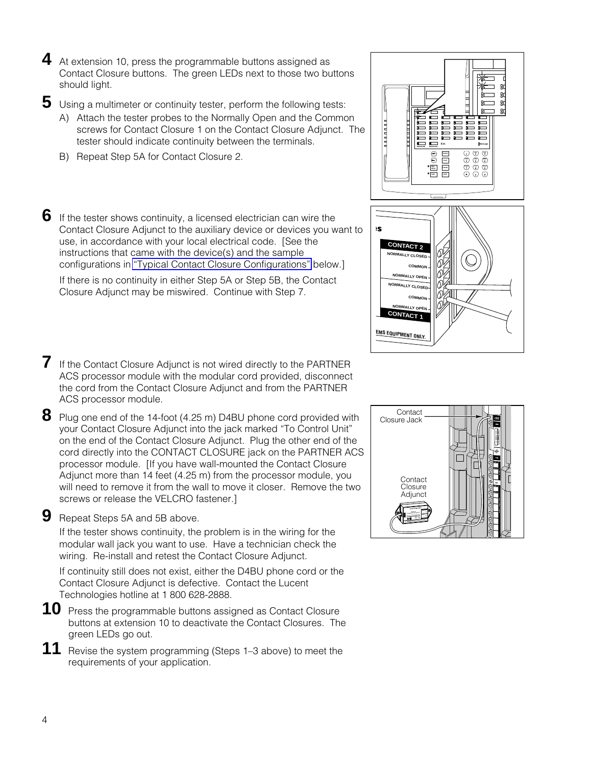**4** At extension 10, press the programmable buttons assigned as Contact Closure buttons. The green LEDs next to those two buttons should light.

**5** Using a multimeter or continuity tester, perform the following tests:

A) Attach the tester probes to the Normally Open and the Common screws for Contact Closure 1 on the Contact Closure Adjunct. The tester should indicate continuity between the terminals.

B) Repeat Step 5A for Contact Closure 2.

**6** If the tester shows continuity, a licensed electrician can wire the Contact Closure Adjunct to the auxiliary device or devices you want to use, in accordance with your local electrical code. [See the instructions that came with the device(s) and the sample configurations in "Typical Contact Closure Configurations" below.]

If there is no continuity in either Step 5A or Step 5B, the Contact Closure Adjunct may be miswired. Continue with Step 7.

**7** If the Contact Closure Adjunct is not wired directly to the PARTNER ACS processor module with the modular cord provided, disconnect the cord from the Contact Closure Adjunct and from the PARTNER ACS processor module.

**8** Plug one end of the 14-foot (4.25 m) D4BU phone cord provided with your Contact Closure Adjunct into the jack marked "To Control Unit" on the end of the Contact Closure Adjunct. Plug the other end of the cord directly into the CONTACT CLOSURE jack on the PARTNER ACS processor module. [If you have wall-mounted the Contact Closure Adjunct more than 14 feet (4.25 m) from the processor module, you will need to remove it from the wall to move it closer. Remove the two screws or release the VELCRO fastener.]

**9** Repeat Steps 5A and 5B above.

If the tester shows continuity, the problem is in the wiring for the modular wall jack you want to use. Have a technician check the wiring. Re-install and retest the Contact Closure Adjunct.

If continuity still does not exist, either the D4BU phone cord or the Contact Closure Adjunct is defective. Contact the Lucent Technologies hotline at 1 800 628-2888.

**10** Press the programmable buttons assigned as Contact Closure buttons at extension 10 to deactivate the Contact Closures. The green LEDs go out.

**11** Revise the system programming (Steps 1–3 above) to meet the requirements of your application.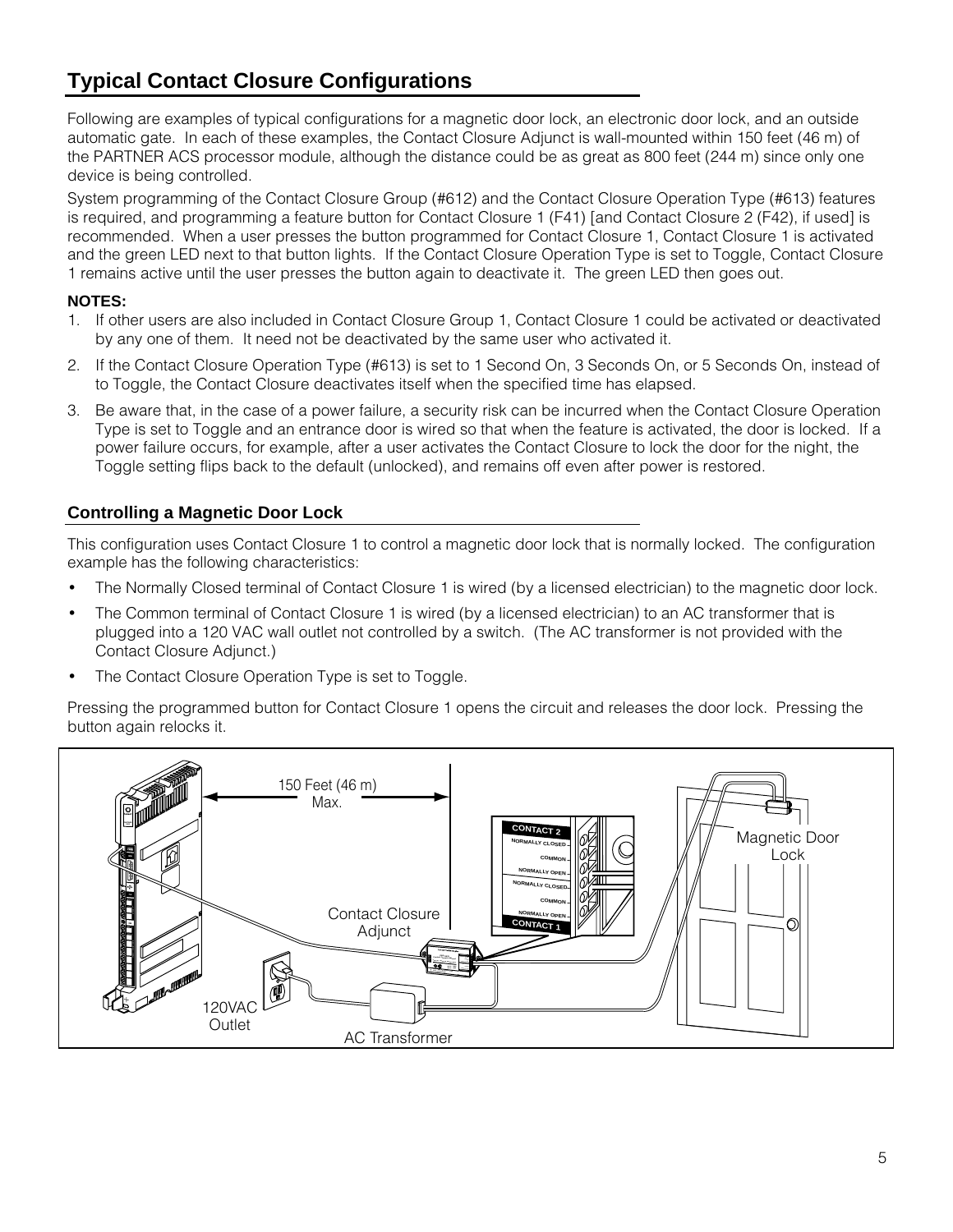## Typical Contact Closure Configurations

Following are examples of typical configurations for a magnetic door lock, an electronic door lock, and an outside automatic gate. In each of these examples, the Contact Closure Adjunct is wall-mounted within 150 feet (46 m) of the PARTNER ACS processor module, although the distance could be as great as 800 feet (244 m) since only one device is being controlled.

System programming of the Contact Closure Group (#612) and the Contact Closure Operation Type (#613) features is required, and programming a feature button for Contact Closure 1 (F41) [and Contact Closure 2 (F42), if used] is recommended. When a user presses the button programmed for Contact Closure 1, Contact Closure 1 is activated and the green LED next to that button lights. If the Contact Closure Operation Type is set to Toggle, Contact Closure 1 remains active until the user presses the button again to deactivate it. The green LED then goes out.

**NOTES:**

1. If other users are also included in Contact Closure Group 1, Contact Closure 1 could be activated or deactivated by any one of them. It need not be deactivated by the same user who activated it.
2. If the Contact Closure Operation Type (#613) is set to 1 Second On, 3 Seconds On, or 5 Seconds On, instead of to Toggle, the Contact Closure deactivates itself when the specified time has elapsed.
3. Be aware that, in the case of a power failure, a security risk can be incurred when the Contact Closure Operation Type is set to Toggle and an entrance door is wired so that when the feature is activated, the door is locked. If a power failure occurs, for example, after a user activates the Contact Closure to lock the door for the night, the Toggle setting flips back to the default (unlocked), and remains off even after power is restored.

### Controlling a Magnetic Door Lock

This configuration uses Contact Closure 1 to control a magnetic door lock that is normally locked. The configuration example has the following characteristics:

- The Normally Closed terminal of Contact Closure 1 is wired (by a licensed electrician) to the magnetic door lock.
- The Common terminal of Contact Closure 1 is wired (by a licensed electrician) to an AC transformer that is plugged into a 120 VAC wall outlet not controlled by a switch. (The AC transformer is not provided with the Contact Closure Adjunct.)
- The Contact Closure Operation Type is set to Toggle.

Pressing the programmed button for Contact Closure 1 opens the circuit and releases the door lock. Pressing the button again relocks it.

150 Feet (46 m) Max.

CONTACT 2: NORMALLY CLOSED, COMMON, NORMALLY OPEN

CONTACT 1: NORMALLY CLOSED, COMMON, NORMALLY OPEN

Magnetic Door Lock

Contact Closure Adjunct

120VAC Outlet

AC Transformer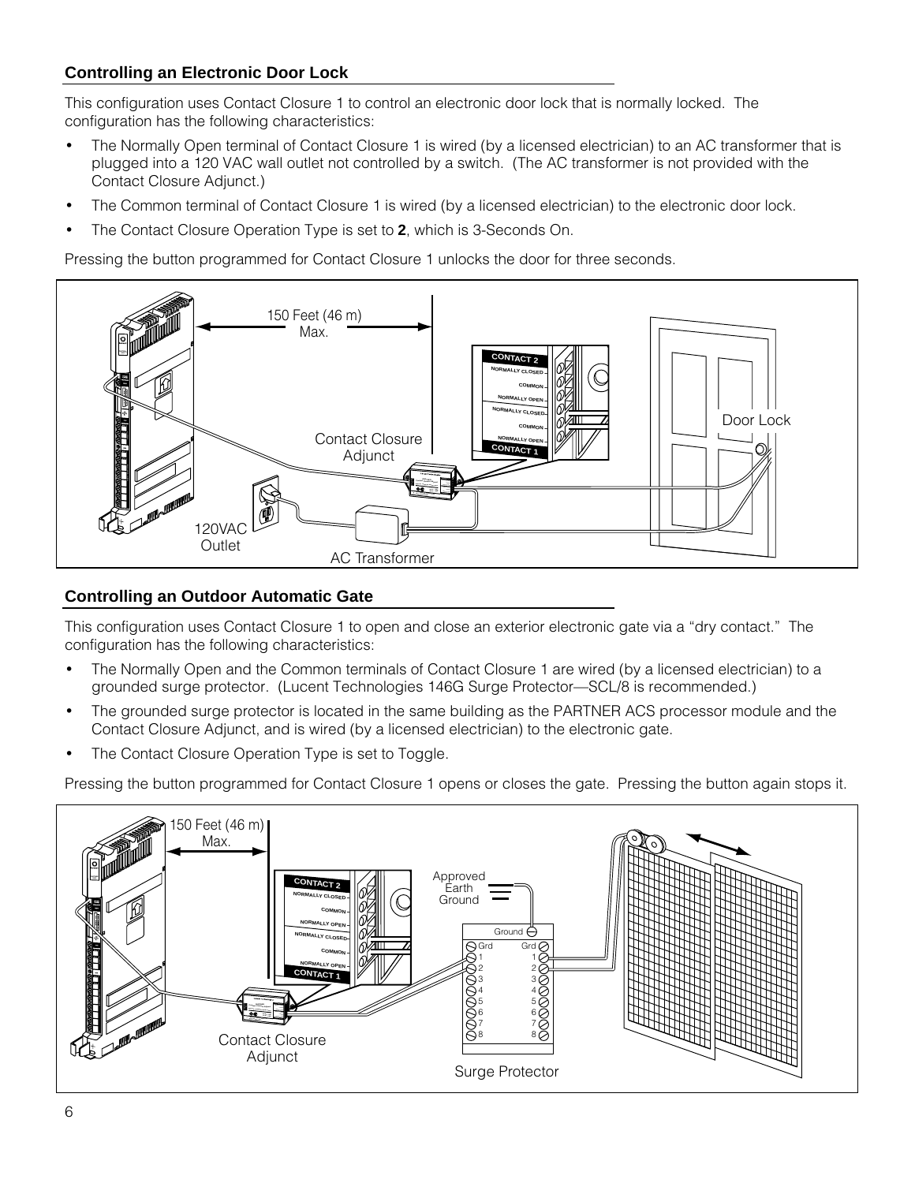## Controlling an Electronic Door Lock

This configuration uses Contact Closure 1 to control an electronic door lock that is normally locked. The configuration has the following characteristics:

- The Normally Open terminal of Contact Closure 1 is wired (by a licensed electrician) to an AC transformer that is plugged into a 120 VAC wall outlet not controlled by a switch. (The AC transformer is not provided with the Contact Closure Adjunct.)
- The Common terminal of Contact Closure 1 is wired (by a licensed electrician) to the electronic door lock.
- The Contact Closure Operation Type is set to **2**, which is 3-Seconds On.

Pressing the button programmed for Contact Closure 1 unlocks the door for three seconds.

150 Feet (46 m) Max.
CONTACT 2
NORMALLY CLOSED
COMMON
NORMALLY OPEN
NORMALLY CLOSED
COMMON
NORMALLY OPEN
CONTACT 1
Door Lock
Contact Closure Adjunct
120VAC Outlet
AC Transformer

## Controlling an Outdoor Automatic Gate

This configuration uses Contact Closure 1 to open and close an exterior electronic gate via a “dry contact.” The configuration has the following characteristics:

- The Normally Open and the Common terminals of Contact Closure 1 are wired (by a licensed electrician) to a grounded surge protector. (Lucent Technologies 146G Surge Protector—SCL/8 is recommended.)
- The grounded surge protector is located in the same building as the PARTNER ACS processor module and the Contact Closure Adjunct, and is wired (by a licensed electrician) to the electronic gate.
- The Contact Closure Operation Type is set to Toggle.

Pressing the button programmed for Contact Closure 1 opens or closes the gate. Pressing the button again stops it.

150 Feet (46 m) Max.
CONTACT 2
NORMALLY CLOSED
COMMON
NORMALLY OPEN
NORMALLY CLOSED
COMMON
NORMALLY OPEN
CONTACT 1
Approved Earth Ground
Ground
Grd Grd
1 1
2 2
3 3
4 4
5 5
6 6
7 7
8 8
Contact Closure Adjunct
Surge Protector